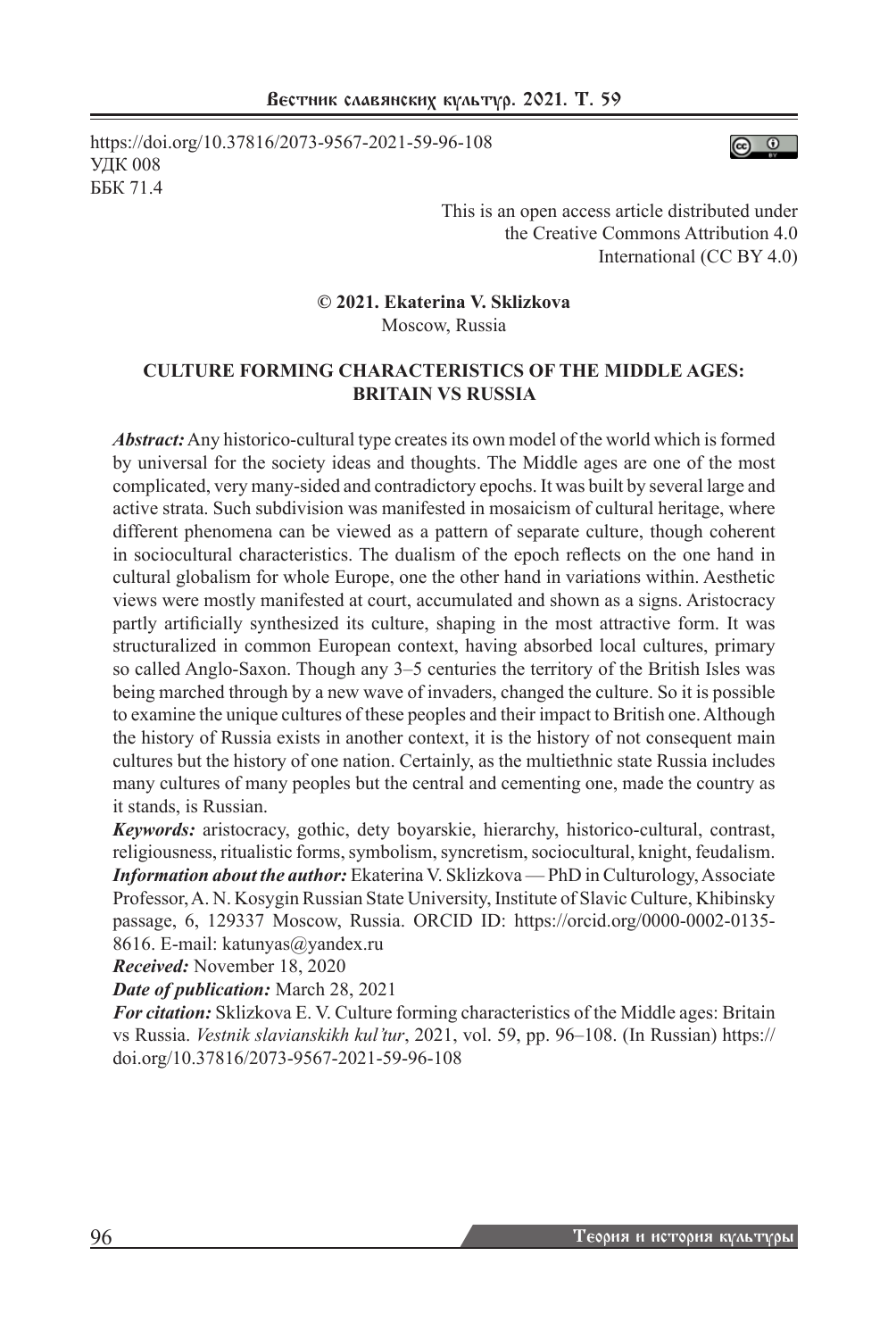https://doi.org/10.37816/2073-9567-2021-59-96-108
УДК 008
ББК 71.4

This is an open access article distributed under the Creative Commons Attribution 4.0 International (CC BY 4.0)

**© 2021. Ekaterina V. Sklizkova**
Moscow, Russia

# CULTURE FORMING CHARACTERISTICS OF THE MIDDLE AGES: BRITAIN VS RUSSIA

***Abstract:*** Any historico-cultural type creates its own model of the world which is formed by universal for the society ideas and thoughts. The Middle ages are one of the most complicated, very many-sided and contradictory epochs. It was built by several large and active strata. Such subdivision was manifested in mosaicism of cultural heritage, where different phenomena can be viewed as a pattern of separate culture, though coherent in sociocultural characteristics. The dualism of the epoch reflects on the one hand in cultural globalism for whole Europe, one the other hand in variations within. Aesthetic views were mostly manifested at court, accumulated and shown as a signs. Aristocracy partly artificially synthesized its culture, shaping in the most attractive form. It was structuralized in common European context, having absorbed local cultures, primary so called Anglo-Saxon. Though any 3–5 centuries the territory of the British Isles was being marched through by a new wave of invaders, changed the culture. So it is possible to examine the unique cultures of these peoples and their impact to British one. Although the history of Russia exists in another context, it is the history of not consequent main cultures but the history of one nation. Certainly, as the multiethnic state Russia includes many cultures of many peoples but the central and cementing one, made the country as it stands, is Russian.

***Keywords:*** aristocracy, gothic, dety boyarskie, hierarchy, historico-cultural, contrast, religiousness, ritualistic forms, symbolism, syncretism, sociocultural, knight, feudalism.

***Information about the author:*** Ekaterina V. Sklizkova — PhD in Culturology, Associate Professor, A. N. Kosygin Russian State University, Institute of Slavic Culture, Khibinsky passage, 6, 129337 Moscow, Russia. ORCID ID: https://orcid.org/0000-0002-0135-8616. E-mail: katunyas@yandex.ru

***Received:*** November 18, 2020

***Date of publication:*** March 28, 2021

***For citation:*** Sklizkova E. V. Culture forming characteristics of the Middle ages: Britain vs Russia. *Vestnik slavianskikh kul'tur*, 2021, vol. 59, pp. 96–108. (In Russian) https://doi.org/10.37816/2073-9567-2021-59-96-108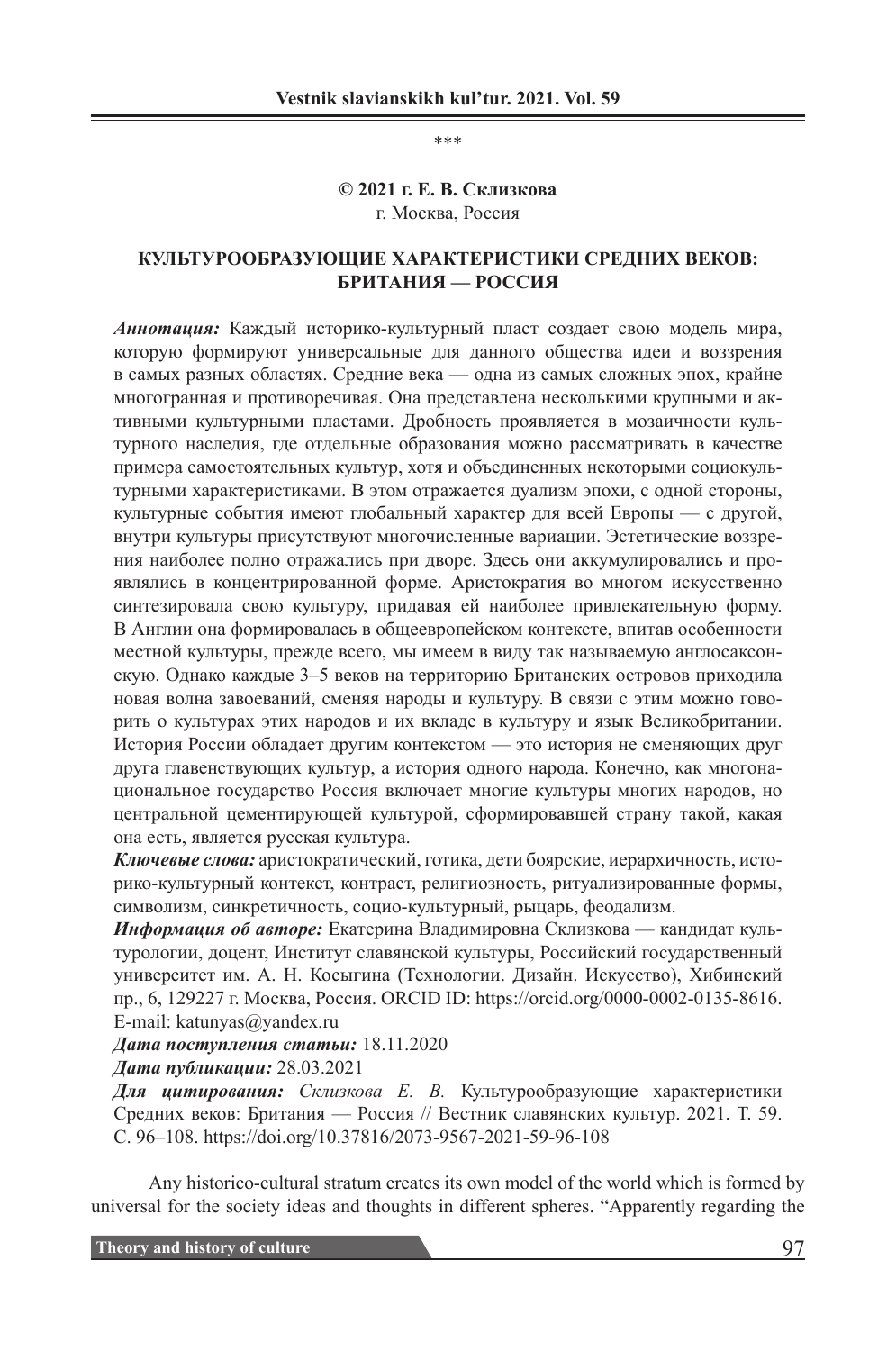\*\*\*

**© 2021 г. Е. В. Склизкова**
г. Москва, Россия

## КУЛЬТУРООБРАЗУЮЩИЕ ХАРАКТЕРИСТИКИ СРЕДНИХ ВЕКОВ: БРИТАНИЯ — РОССИЯ

***Аннотация:*** Каждый историко-культурный пласт создает свою модель мира, которую формируют универсальные для данного общества идеи и воззрения в самых разных областях. Средние века — одна из самых сложных эпох, крайне многогранная и противоречивая. Она представлена несколькими крупными и активными культурными пластами. Дробность проявляется в мозаичности культурного наследия, где отдельные образования можно рассматривать в качестве примера самостоятельных культур, хотя и объединенных некоторыми социокультурными характеристиками. В этом отражается дуализм эпохи, с одной стороны, культурные события имеют глобальный характер для всей Европы — с другой, внутри культуры присутствуют многочисленные вариации. Эстетические воззрения наиболее полно отражались при дворе. Здесь они аккумулировались и проявлялись в концентрированной форме. Аристократия во многом искусственно синтезировала свою культуру, придавая ей наиболее привлекательную форму. В Англии она формировалась в общеевропейском контексте, впитав особенности местной культуры, прежде всего, мы имеем в виду так называемую англосаксонскую. Однако каждые 3–5 веков на территорию Британских островов приходила новая волна завоеваний, сменяя народы и культуру. В связи с этим можно говорить о культурах этих народов и их вкладе в культуру и язык Великобритании. История России обладает другим контекстом — это история не сменяющих друг друга главенствующих культур, а история одного народа. Конечно, как многонациональное государство Россия включает многие культуры многих народов, но центральной цементирующей культурой, сформировавшей страну такой, какая она есть, является русская культура.

***Ключевые слова:*** аристократический, готика, дети боярские, иерархичность, историко-культурный контекст, контраст, религиозность, ритуализированные формы, символизм, синкретичность, социо-культурный, рыцарь, феодализм.

***Информация об авторе:*** Екатерина Владимировна Склизкова — кандидат культурологии, доцент, Институт славянской культуры, Российский государственный университет им. А. Н. Косыгина (Технологии. Дизайн. Искусство), Хибинский пр., 6, 129227 г. Москва, Россия. ORCID ID: https://orcid.org/0000-0002-0135-8616. E-mail: katunyas@yandex.ru

***Дата поступления статьи:*** 18.11.2020

***Дата публикации:*** 28.03.2021

***Для цитирования:*** *Склизкова Е. В.* Культурообразующие характеристики Средних веков: Британия — Россия // Вестник славянских культур. 2021. Т. 59. С. 96–108. https://doi.org/10.37816/2073-9567-2021-59-96-108

Any historico-cultural stratum creates its own model of the world which is formed by universal for the society ideas and thoughts in different spheres. “Apparently regarding the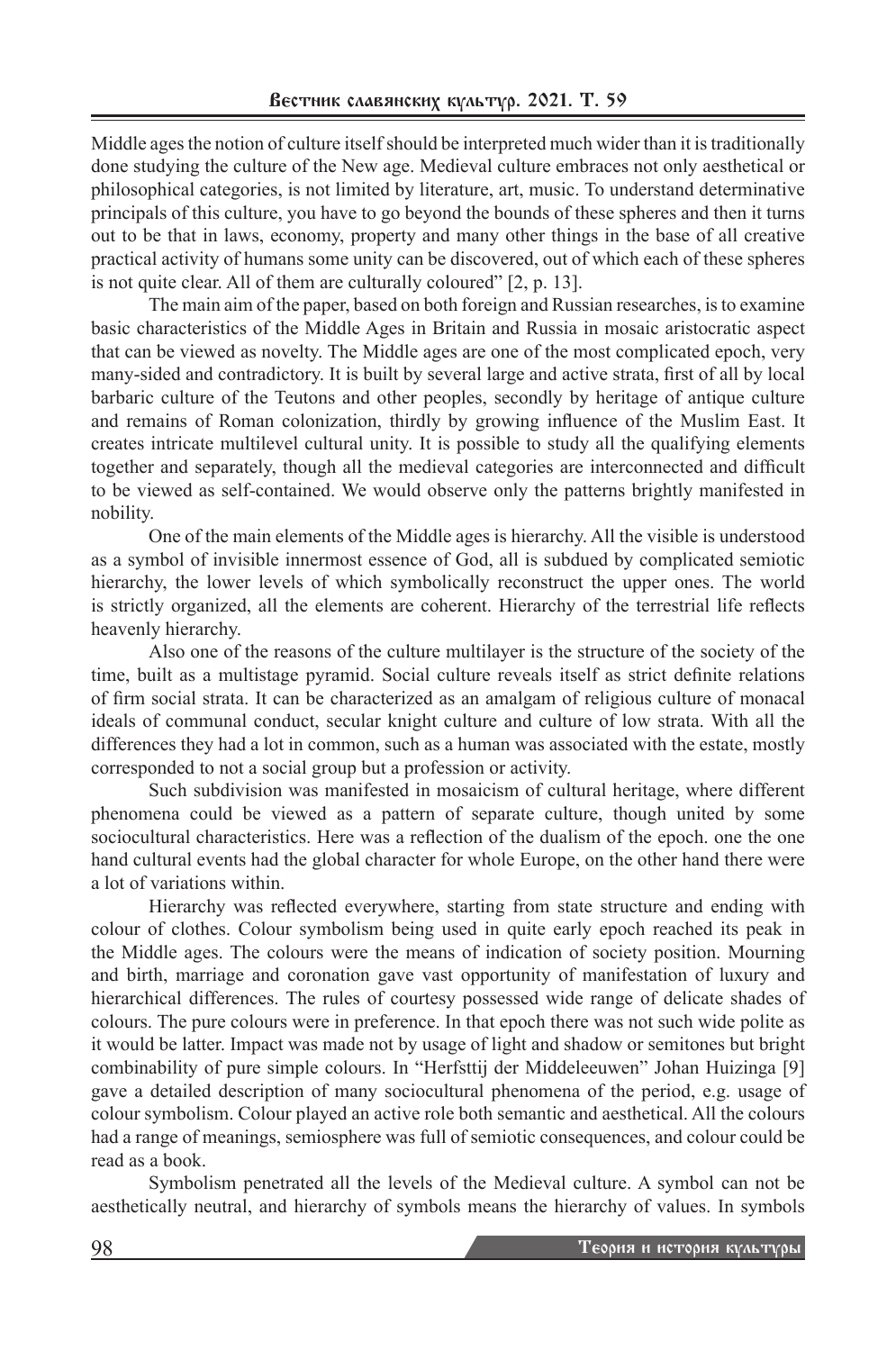Middle ages the notion of culture itself should be interpreted much wider than it is traditionally done studying the culture of the New age. Medieval culture embraces not only aesthetical or philosophical categories, is not limited by literature, art, music. To understand determinative principals of this culture, you have to go beyond the bounds of these spheres and then it turns out to be that in laws, economy, property and many other things in the base of all creative practical activity of humans some unity can be discovered, out of which each of these spheres is not quite clear. All of them are culturally coloured" [2, p. 13].

The main aim of the paper, based on both foreign and Russian researches, is to examine basic characteristics of the Middle Ages in Britain and Russia in mosaic aristocratic aspect that can be viewed as novelty. The Middle ages are one of the most complicated epoch, very many-sided and contradictory. It is built by several large and active strata, first of all by local barbaric culture of the Teutons and other peoples, secondly by heritage of antique culture and remains of Roman colonization, thirdly by growing influence of the Muslim East. It creates intricate multilevel cultural unity. It is possible to study all the qualifying elements together and separately, though all the medieval categories are interconnected and difficult to be viewed as self-contained. We would observe only the patterns brightly manifested in nobility.

One of the main elements of the Middle ages is hierarchy. All the visible is understood as a symbol of invisible innermost essence of God, all is subdued by complicated semiotic hierarchy, the lower levels of which symbolically reconstruct the upper ones. The world is strictly organized, all the elements are coherent. Hierarchy of the terrestrial life reflects heavenly hierarchy.

Also one of the reasons of the culture multilayer is the structure of the society of the time, built as a multistage pyramid. Social culture reveals itself as strict definite relations of firm social strata. It can be characterized as an amalgam of religious culture of monacal ideals of communal conduct, secular knight culture and culture of low strata. With all the differences they had a lot in common, such as a human was associated with the estate, mostly corresponded to not a social group but a profession or activity.

Such subdivision was manifested in mosaicism of cultural heritage, where different phenomena could be viewed as a pattern of separate culture, though united by some sociocultural characteristics. Here was a reflection of the dualism of the epoch. one the one hand cultural events had the global character for whole Europe, on the other hand there were a lot of variations within.

Hierarchy was reflected everywhere, starting from state structure and ending with colour of clothes. Colour symbolism being used in quite early epoch reached its peak in the Middle ages. The colours were the means of indication of society position. Mourning and birth, marriage and coronation gave vast opportunity of manifestation of luxury and hierarchical differences. The rules of courtesy possessed wide range of delicate shades of colours. The pure colours were in preference. In that epoch there was not such wide polite as it would be latter. Impact was made not by usage of light and shadow or semitones but bright combinability of pure simple colours. In "Herfsttij der Middeleeuwen" Johan Huizinga [9] gave a detailed description of many sociocultural phenomena of the period, e.g. usage of colour symbolism. Colour played an active role both semantic and aesthetical. All the colours had a range of meanings, semiosphere was full of semiotic consequences, and colour could be read as a book.

Symbolism penetrated all the levels of the Medieval culture. A symbol can not be aesthetically neutral, and hierarchy of symbols means the hierarchy of values. In symbols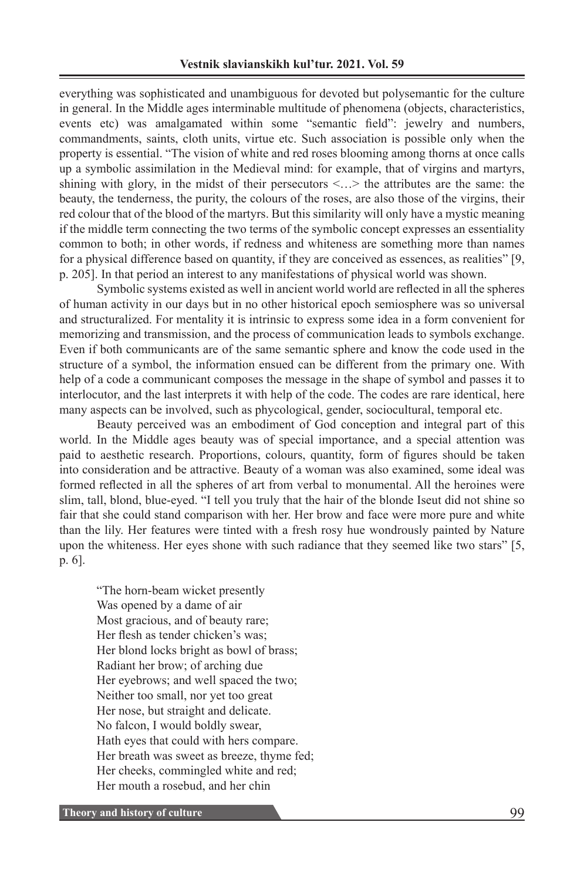everything was sophisticated and unambiguous for devoted but polysemantic for the culture in general. In the Middle ages interminable multitude of phenomena (objects, characteristics, events etc) was amalgamated within some "semantic field": jewelry and numbers, commandments, saints, cloth units, virtue etc. Such association is possible only when the property is essential. "The vision of white and red roses blooming among thorns at once calls up a symbolic assimilation in the Medieval mind: for example, that of virgins and martyrs, shining with glory, in the midst of their persecutors <…> the attributes are the same: the beauty, the tenderness, the purity, the colours of the roses, are also those of the virgins, their red colour that of the blood of the martyrs. But this similarity will only have a mystic meaning if the middle term connecting the two terms of the symbolic concept expresses an essentiality common to both; in other words, if redness and whiteness are something more than names for a physical difference based on quantity, if they are conceived as essences, as realities" [9, p. 205]. In that period an interest to any manifestations of physical world was shown.

Symbolic systems existed as well in ancient world world are reflected in all the spheres of human activity in our days but in no other historical epoch semiosphere was so universal and structuralized. For mentality it is intrinsic to express some idea in a form convenient for memorizing and transmission, and the process of communication leads to symbols exchange. Even if both communicants are of the same semantic sphere and know the code used in the structure of a symbol, the information ensued can be different from the primary one. With help of a code a communicant composes the message in the shape of symbol and passes it to interlocutor, and the last interprets it with help of the code. The codes are rare identical, here many aspects can be involved, such as phycological, gender, sociocultural, temporal etc.

Beauty perceived was an embodiment of God conception and integral part of this world. In the Middle ages beauty was of special importance, and a special attention was paid to aesthetic research. Proportions, colours, quantity, form of figures should be taken into consideration and be attractive. Beauty of a woman was also examined, some ideal was formed reflected in all the spheres of art from verbal to monumental. All the heroines were slim, tall, blond, blue-eyed. "I tell you truly that the hair of the blonde Iseut did not shine so fair that she could stand comparison with her. Her brow and face were more pure and white than the lily. Her features were tinted with a fresh rosy hue wondrously painted by Nature upon the whiteness. Her eyes shone with such radiance that they seemed like two stars" [5, p. 6].

"The horn-beam wicket presently  
Was opened by a dame of air  
Most gracious, and of beauty rare;  
Her flesh as tender chicken's was;  
Her blond locks bright as bowl of brass;  
Radiant her brow; of arching due  
Her eyebrows; and well spaced the two;  
Neither too small, nor yet too great  
Her nose, but straight and delicate.  
No falcon, I would boldly swear,  
Hath eyes that could with hers compare.  
Her breath was sweet as breeze, thyme fed;  
Her cheeks, commingled white and red;  
Her mouth a rosebud, and her chin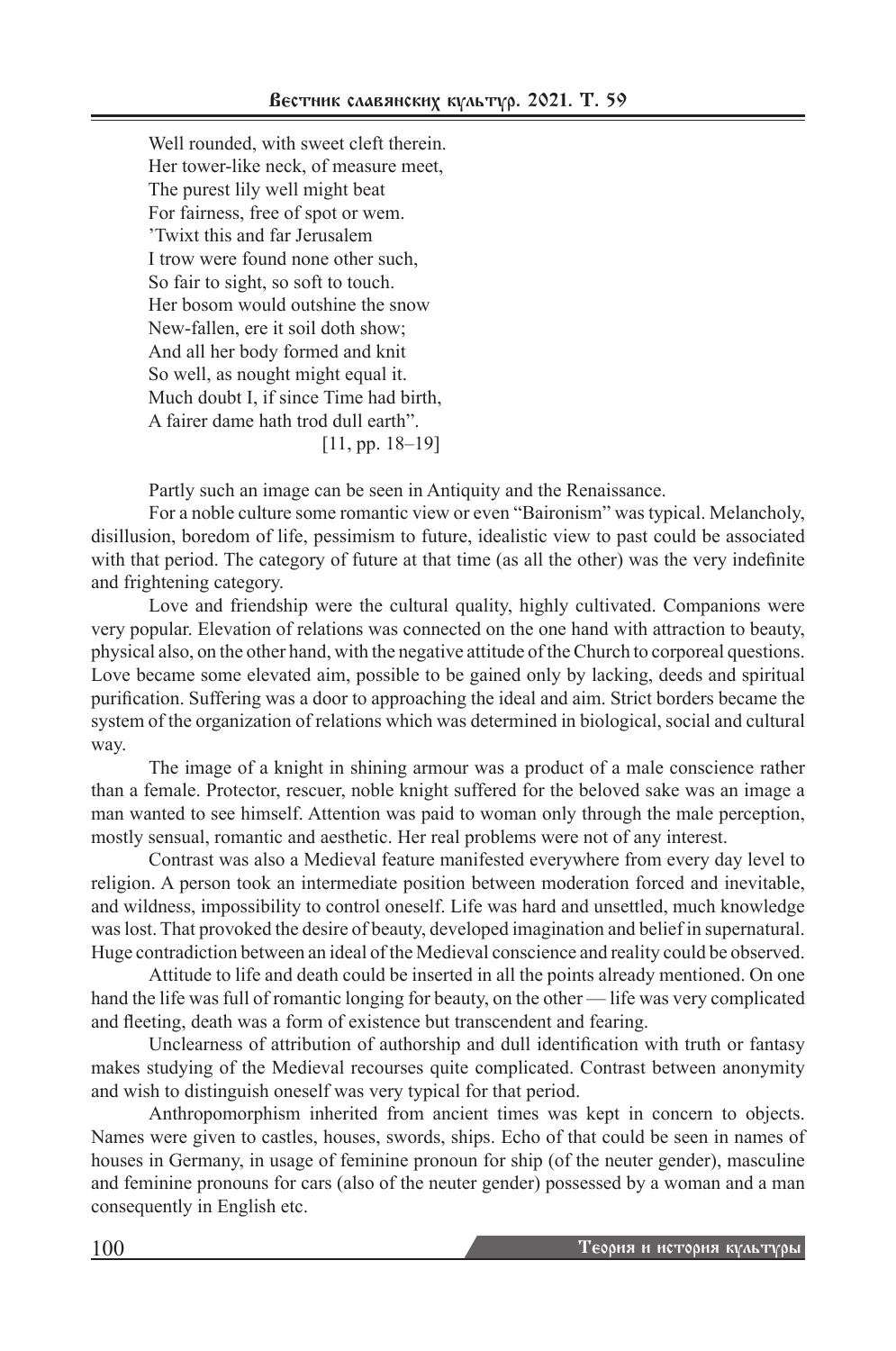Well rounded, with sweet cleft therein.  
Her tower-like neck, of measure meet,  
The purest lily well might beat  
For fairness, free of spot or wem.  
'Twixt this and far Jerusalem  
I trow were found none other such,  
So fair to sight, so soft to touch.  
Her bosom would outshine the snow  
New-fallen, ere it soil doth show;  
And all her body formed and knit  
So well, as nought might equal it.  
Much doubt I, if since Time had birth,  
A fairer dame hath trod dull earth".  
[11, pp. 18–19]

Partly such an image can be seen in Antiquity and the Renaissance.

For a noble culture some romantic view or even "Baironism" was typical. Melancholy, disillusion, boredom of life, pessimism to future, idealistic view to past could be associated with that period. The category of future at that time (as all the other) was the very indefinite and frightening category.

Love and friendship were the cultural quality, highly cultivated. Companions were very popular. Elevation of relations was connected on the one hand with attraction to beauty, physical also, on the other hand, with the negative attitude of the Church to corporeal questions. Love became some elevated aim, possible to be gained only by lacking, deeds and spiritual purification. Suffering was a door to approaching the ideal and aim. Strict borders became the system of the organization of relations which was determined in biological, social and cultural way.

The image of a knight in shining armour was a product of a male conscience rather than a female. Protector, rescuer, noble knight suffered for the beloved sake was an image a man wanted to see himself. Attention was paid to woman only through the male perception, mostly sensual, romantic and aesthetic. Her real problems were not of any interest.

Contrast was also a Medieval feature manifested everywhere from every day level to religion. A person took an intermediate position between moderation forced and inevitable, and wildness, impossibility to control oneself. Life was hard and unsettled, much knowledge was lost. That provoked the desire of beauty, developed imagination and belief in supernatural. Huge contradiction between an ideal of the Medieval conscience and reality could be observed.

Attitude to life and death could be inserted in all the points already mentioned. On one hand the life was full of romantic longing for beauty, on the other — life was very complicated and fleeting, death was a form of existence but transcendent and fearing.

Unclearness of attribution of authorship and dull identification with truth or fantasy makes studying of the Medieval recourses quite complicated. Contrast between anonymity and wish to distinguish oneself was very typical for that period.

Anthropomorphism inherited from ancient times was kept in concern to objects. Names were given to castles, houses, swords, ships. Echo of that could be seen in names of houses in Germany, in usage of feminine pronoun for ship (of the neuter gender), masculine and feminine pronouns for cars (also of the neuter gender) possessed by a woman and a man consequently in English etc.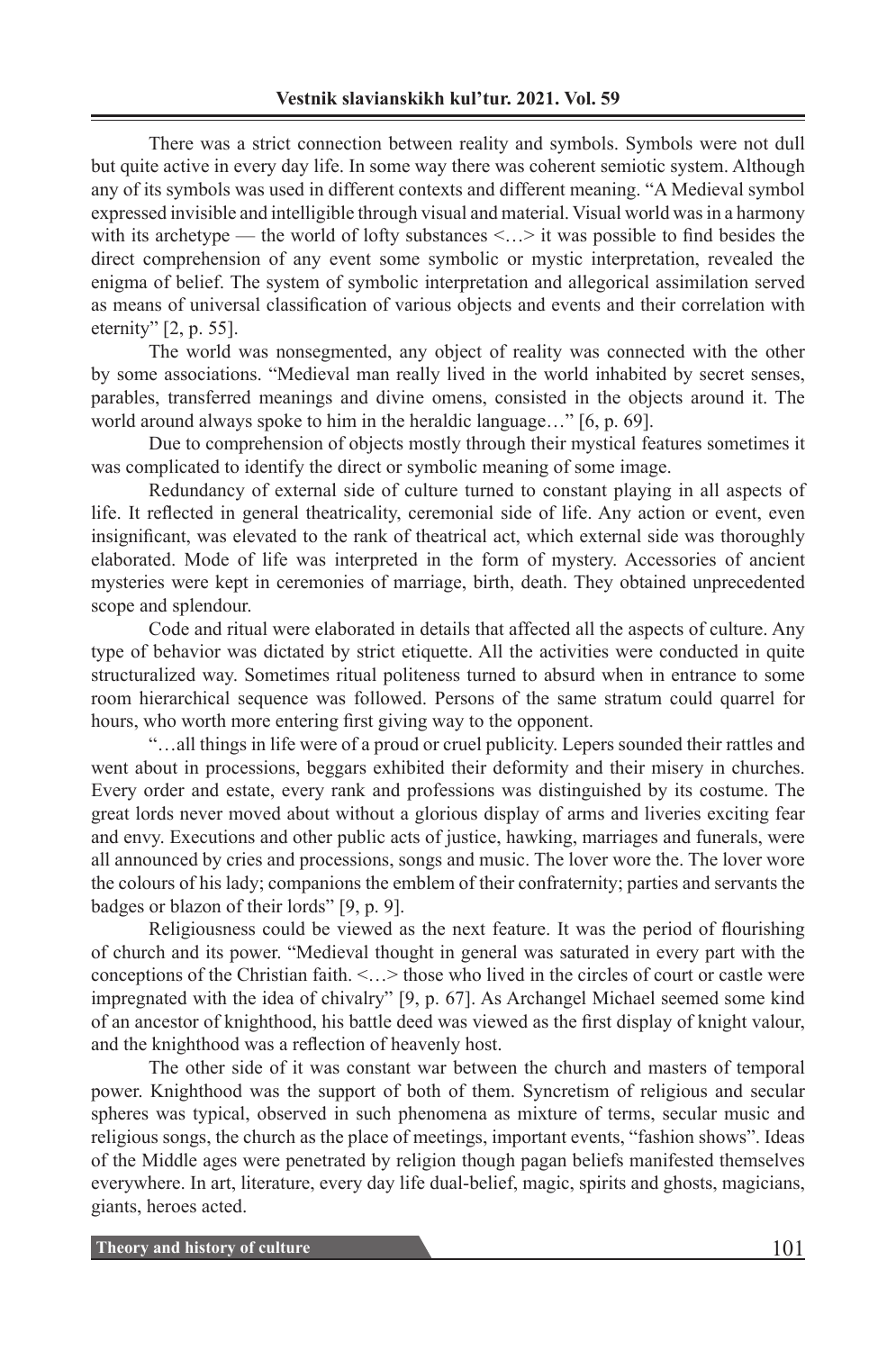There was a strict connection between reality and symbols. Symbols were not dull but quite active in every day life. In some way there was coherent semiotic system. Although any of its symbols was used in different contexts and different meaning. "A Medieval symbol expressed invisible and intelligible through visual and material. Visual world was in a harmony with its archetype — the world of lofty substances <…> it was possible to find besides the direct comprehension of any event some symbolic or mystic interpretation, revealed the enigma of belief. The system of symbolic interpretation and allegorical assimilation served as means of universal classification of various objects and events and their correlation with eternity" [2, p. 55].

The world was nonsegmented, any object of reality was connected with the other by some associations. "Medieval man really lived in the world inhabited by secret senses, parables, transferred meanings and divine omens, consisted in the objects around it. The world around always spoke to him in the heraldic language…" [6, p. 69].

Due to comprehension of objects mostly through their mystical features sometimes it was complicated to identify the direct or symbolic meaning of some image.

Redundancy of external side of culture turned to constant playing in all aspects of life. It reflected in general theatricality, ceremonial side of life. Any action or event, even insignificant, was elevated to the rank of theatrical act, which external side was thoroughly elaborated. Mode of life was interpreted in the form of mystery. Accessories of ancient mysteries were kept in ceremonies of marriage, birth, death. They obtained unprecedented scope and splendour.

Code and ritual were elaborated in details that affected all the aspects of culture. Any type of behavior was dictated by strict etiquette. All the activities were conducted in quite structuralized way. Sometimes ritual politeness turned to absurd when in entrance to some room hierarchical sequence was followed. Persons of the same stratum could quarrel for hours, who worth more entering first giving way to the opponent.

"…all things in life were of a proud or cruel publicity. Lepers sounded their rattles and went about in processions, beggars exhibited their deformity and their misery in churches. Every order and estate, every rank and professions was distinguished by its costume. The great lords never moved about without a glorious display of arms and liveries exciting fear and envy. Executions and other public acts of justice, hawking, marriages and funerals, were all announced by cries and processions, songs and music. The lover wore the. The lover wore the colours of his lady; companions the emblem of their confraternity; parties and servants the badges or blazon of their lords" [9, p. 9].

Religiousness could be viewed as the next feature. It was the period of flourishing of church and its power. "Medieval thought in general was saturated in every part with the conceptions of the Christian faith. <…> those who lived in the circles of court or castle were impregnated with the idea of chivalry" [9, p. 67]. As Archangel Michael seemed some kind of an ancestor of knighthood, his battle deed was viewed as the first display of knight valour, and the knighthood was a reflection of heavenly host.

The other side of it was constant war between the church and masters of temporal power. Knighthood was the support of both of them. Syncretism of religious and secular spheres was typical, observed in such phenomena as mixture of terms, secular music and religious songs, the church as the place of meetings, important events, "fashion shows". Ideas of the Middle ages were penetrated by religion though pagan beliefs manifested themselves everywhere. In art, literature, every day life dual-belief, magic, spirits and ghosts, magicians, giants, heroes acted.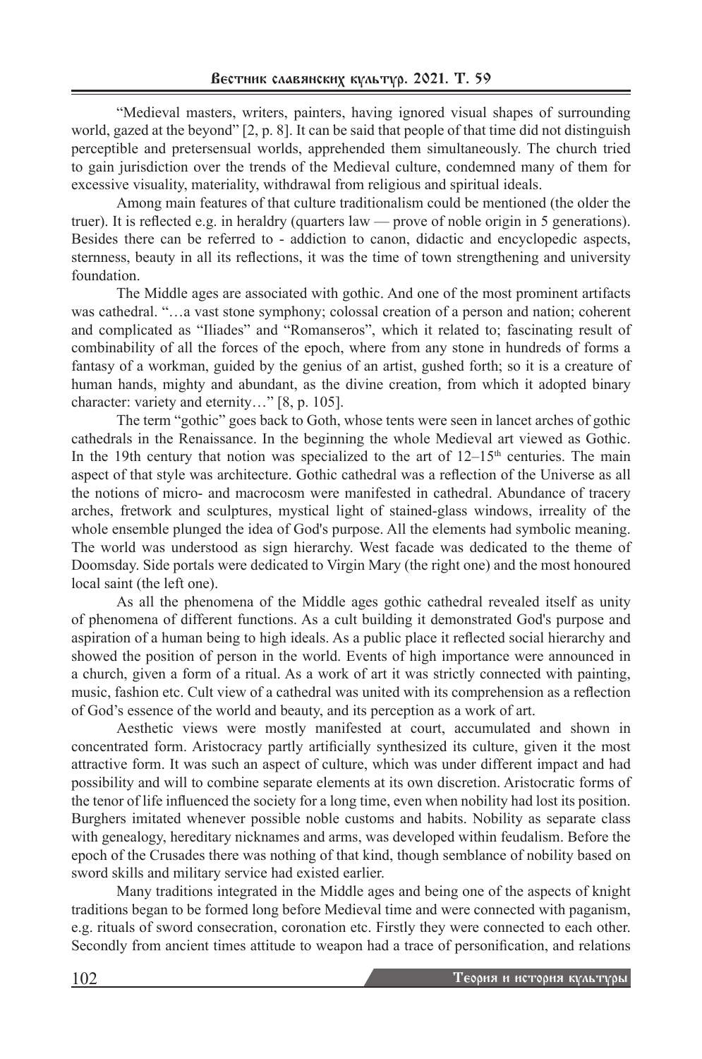"Medieval masters, writers, painters, having ignored visual shapes of surrounding world, gazed at the beyond" [2, p. 8]. It can be said that people of that time did not distinguish perceptible and pretersensual worlds, apprehended them simultaneously. The church tried to gain jurisdiction over the trends of the Medieval culture, condemned many of them for excessive visuality, materiality, withdrawal from religious and spiritual ideals.

Among main features of that culture traditionalism could be mentioned (the older the truer). It is reflected e.g. in heraldry (quarters law — prove of noble origin in 5 generations). Besides there can be referred to - addiction to canon, didactic and encyclopedic aspects, sternness, beauty in all its reflections, it was the time of town strengthening and university foundation.

The Middle ages are associated with gothic. And one of the most prominent artifacts was cathedral. "…a vast stone symphony; colossal creation of a person and nation; coherent and complicated as "Iliades" and "Romanseros", which it related to; fascinating result of combinability of all the forces of the epoch, where from any stone in hundreds of forms a fantasy of a workman, guided by the genius of an artist, gushed forth; so it is a creature of human hands, mighty and abundant, as the divine creation, from which it adopted binary character: variety and eternity…" [8, p. 105].

The term "gothic" goes back to Goth, whose tents were seen in lancet arches of gothic cathedrals in the Renaissance. In the beginning the whole Medieval art viewed as Gothic. In the 19th century that notion was specialized to the art of 12–15th centuries. The main aspect of that style was architecture. Gothic cathedral was a reflection of the Universe as all the notions of micro- and macrocosm were manifested in cathedral. Abundance of tracery arches, fretwork and sculptures, mystical light of stained-glass windows, irreality of the whole ensemble plunged the idea of God's purpose. All the elements had symbolic meaning. The world was understood as sign hierarchy. West facade was dedicated to the theme of Doomsday. Side portals were dedicated to Virgin Mary (the right one) and the most honoured local saint (the left one).

As all the phenomena of the Middle ages gothic cathedral revealed itself as unity of phenomena of different functions. As a cult building it demonstrated God's purpose and aspiration of a human being to high ideals. As a public place it reflected social hierarchy and showed the position of person in the world. Events of high importance were announced in a church, given a form of a ritual. As a work of art it was strictly connected with painting, music, fashion etc. Cult view of a cathedral was united with its comprehension as a reflection of God's essence of the world and beauty, and its perception as a work of art.

Aesthetic views were mostly manifested at court, accumulated and shown in concentrated form. Aristocracy partly artificially synthesized its culture, given it the most attractive form. It was such an aspect of culture, which was under different impact and had possibility and will to combine separate elements at its own discretion. Aristocratic forms of the tenor of life influenced the society for a long time, even when nobility had lost its position. Burghers imitated whenever possible noble customs and habits. Nobility as separate class with genealogy, hereditary nicknames and arms, was developed within feudalism. Before the epoch of the Crusades there was nothing of that kind, though semblance of nobility based on sword skills and military service had existed earlier.

Many traditions integrated in the Middle ages and being one of the aspects of knight traditions began to be formed long before Medieval time and were connected with paganism, e.g. rituals of sword consecration, coronation etc. Firstly they were connected to each other. Secondly from ancient times attitude to weapon had a trace of personification, and relations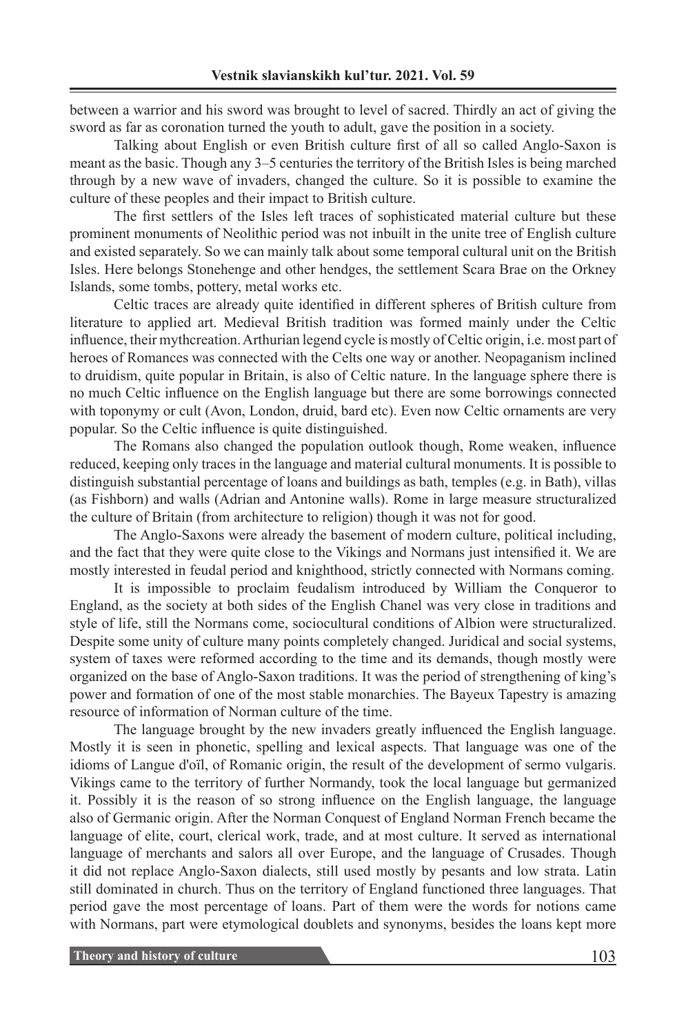between a warrior and his sword was brought to level of sacred. Thirdly an act of giving the sword as far as coronation turned the youth to adult, gave the position in a society.

Talking about English or even British culture first of all so called Anglo-Saxon is meant as the basic. Though any 3–5 centuries the territory of the British Isles is being marched through by a new wave of invaders, changed the culture. So it is possible to examine the culture of these peoples and their impact to British culture.

The first settlers of the Isles left traces of sophisticated material culture but these prominent monuments of Neolithic period was not inbuilt in the unite tree of English culture and existed separately. So we can mainly talk about some temporal cultural unit on the British Isles. Here belongs Stonehenge and other hendges, the settlement Scara Brae on the Orkney Islands, some tombs, pottery, metal works etc.

Celtic traces are already quite identified in different spheres of British culture from literature to applied art. Medieval British tradition was formed mainly under the Celtic influence, their mythcreation. Arthurian legend cycle is mostly of Celtic origin, i.e. most part of heroes of Romances was connected with the Celts one way or another. Neopaganism inclined to druidism, quite popular in Britain, is also of Celtic nature. In the language sphere there is no much Celtic influence on the English language but there are some borrowings connected with toponymy or cult (Avon, London, druid, bard etc). Even now Celtic ornaments are very popular. So the Celtic influence is quite distinguished.

The Romans also changed the population outlook though, Rome weaken, influence reduced, keeping only traces in the language and material cultural monuments. It is possible to distinguish substantial percentage of loans and buildings as bath, temples (e.g. in Bath), villas (as Fishborn) and walls (Adrian and Antonine walls). Rome in large measure structuralized the culture of Britain (from architecture to religion) though it was not for good.

The Anglo-Saxons were already the basement of modern culture, political including, and the fact that they were quite close to the Vikings and Normans just intensified it. We are mostly interested in feudal period and knighthood, strictly connected with Normans coming.

It is impossible to proclaim feudalism introduced by William the Conqueror to England, as the society at both sides of the English Chanel was very close in traditions and style of life, still the Normans come, sociocultural conditions of Albion were structuralized. Despite some unity of culture many points completely changed. Juridical and social systems, system of taxes were reformed according to the time and its demands, though mostly were organized on the base of Anglo-Saxon traditions. It was the period of strengthening of king's power and formation of one of the most stable monarchies. The Bayeux Tapestry is amazing resource of information of Norman culture of the time.

The language brought by the new invaders greatly influenced the English language. Mostly it is seen in phonetic, spelling and lexical aspects. That language was one of the idioms of Langue d'oïl, of Romanic origin, the result of the development of sermo vulgaris. Vikings came to the territory of further Normandy, took the local language but germanized it. Possibly it is the reason of so strong influence on the English language, the language also of Germanic origin. After the Norman Conquest of England Norman French became the language of elite, court, clerical work, trade, and at most culture. It served as international language of merchants and salors all over Europe, and the language of Crusades. Though it did not replace Anglo-Saxon dialects, still used mostly by pesants and low strata. Latin still dominated in church. Thus on the territory of England functioned three languages. That period gave the most percentage of loans. Part of them were the words for notions came with Normans, part were etymological doublets and synonyms, besides the loans kept more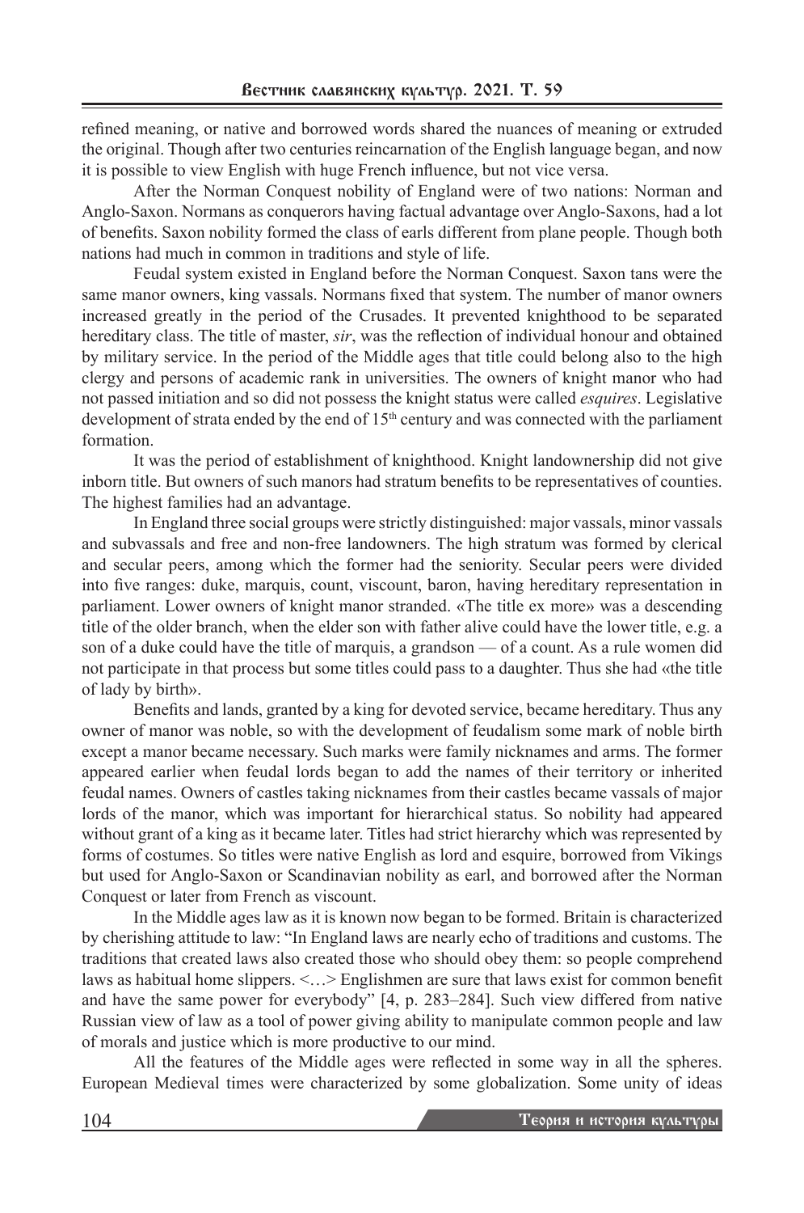refined meaning, or native and borrowed words shared the nuances of meaning or extruded the original. Though after two centuries reincarnation of the English language began, and now it is possible to view English with huge French influence, but not vice versa.

After the Norman Conquest nobility of England were of two nations: Norman and Anglo-Saxon. Normans as conquerors having factual advantage over Anglo-Saxons, had a lot of benefits. Saxon nobility formed the class of earls different from plane people. Though both nations had much in common in traditions and style of life.

Feudal system existed in England before the Norman Conquest. Saxon tans were the same manor owners, king vassals. Normans fixed that system. The number of manor owners increased greatly in the period of the Crusades. It prevented knighthood to be separated hereditary class. The title of master, *sir*, was the reflection of individual honour and obtained by military service. In the period of the Middle ages that title could belong also to the high clergy and persons of academic rank in universities. The owners of knight manor who had not passed initiation and so did not possess the knight status were called *esquires*. Legislative development of strata ended by the end of 15th century and was connected with the parliament formation.

It was the period of establishment of knighthood. Knight landownership did not give inborn title. But owners of such manors had stratum benefits to be representatives of counties. The highest families had an advantage.

In England three social groups were strictly distinguished: major vassals, minor vassals and subvassals and free and non-free landowners. The high stratum was formed by clerical and secular peers, among which the former had the seniority. Secular peers were divided into five ranges: duke, marquis, count, viscount, baron, having hereditary representation in parliament. Lower owners of knight manor stranded. «The title ex more» was a descending title of the older branch, when the elder son with father alive could have the lower title, e.g. a son of a duke could have the title of marquis, a grandson — of a count. As a rule women did not participate in that process but some titles could pass to a daughter. Thus she had «the title of lady by birth».

Benefits and lands, granted by a king for devoted service, became hereditary. Thus any owner of manor was noble, so with the development of feudalism some mark of noble birth except a manor became necessary. Such marks were family nicknames and arms. The former appeared earlier when feudal lords began to add the names of their territory or inherited feudal names. Owners of castles taking nicknames from their castles became vassals of major lords of the manor, which was important for hierarchical status. So nobility had appeared without grant of a king as it became later. Titles had strict hierarchy which was represented by forms of costumes. So titles were native English as lord and esquire, borrowed from Vikings but used for Anglo-Saxon or Scandinavian nobility as earl, and borrowed after the Norman Conquest or later from French as viscount.

In the Middle ages law as it is known now began to be formed. Britain is characterized by cherishing attitude to law: "In England laws are nearly echo of traditions and customs. The traditions that created laws also created those who should obey them: so people comprehend laws as habitual home slippers. <…> Englishmen are sure that laws exist for common benefit and have the same power for everybody" [4, p. 283–284]. Such view differed from native Russian view of law as a tool of power giving ability to manipulate common people and law of morals and justice which is more productive to our mind.

All the features of the Middle ages were reflected in some way in all the spheres. European Medieval times were characterized by some globalization. Some unity of ideas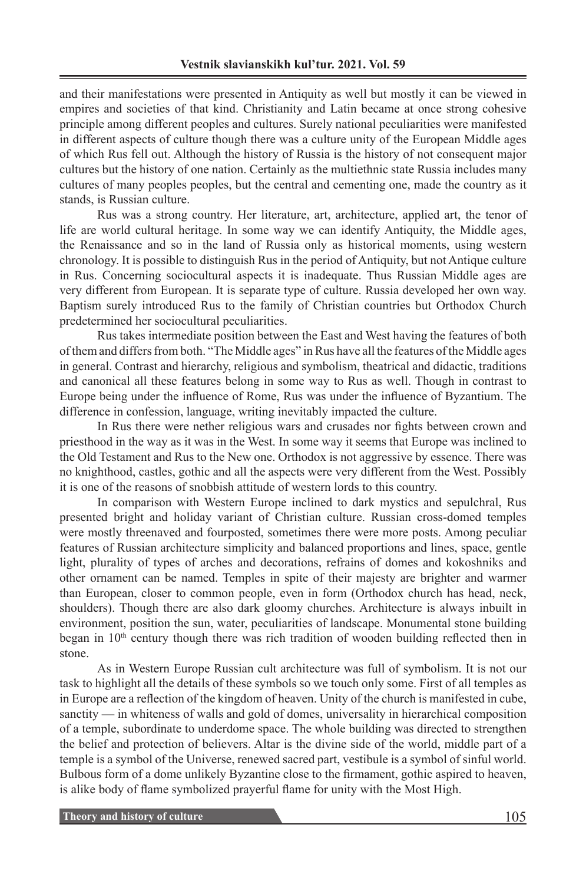and their manifestations were presented in Antiquity as well but mostly it can be viewed in empires and societies of that kind. Christianity and Latin became at once strong cohesive principle among different peoples and cultures. Surely national peculiarities were manifested in different aspects of culture though there was a culture unity of the European Middle ages of which Rus fell out. Although the history of Russia is the history of not consequent major cultures but the history of one nation. Certainly as the multiethnic state Russia includes many cultures of many peoples peoples, but the central and cementing one, made the country as it stands, is Russian culture.

Rus was a strong country. Her literature, art, architecture, applied art, the tenor of life are world cultural heritage. In some way we can identify Antiquity, the Middle ages, the Renaissance and so in the land of Russia only as historical moments, using western chronology. It is possible to distinguish Rus in the period of Antiquity, but not Antique culture in Rus. Concerning sociocultural aspects it is inadequate. Thus Russian Middle ages are very different from European. It is separate type of culture. Russia developed her own way. Baptism surely introduced Rus to the family of Christian countries but Orthodox Church predetermined her sociocultural peculiarities.

Rus takes intermediate position between the East and West having the features of both of them and differs from both. "The Middle ages" in Rus have all the features of the Middle ages in general. Contrast and hierarchy, religious and symbolism, theatrical and didactic, traditions and canonical all these features belong in some way to Rus as well. Though in contrast to Europe being under the influence of Rome, Rus was under the influence of Byzantium. The difference in confession, language, writing inevitably impacted the culture.

In Rus there were nether religious wars and crusades nor fights between crown and priesthood in the way as it was in the West. In some way it seems that Europe was inclined to the Old Testament and Rus to the New one. Orthodox is not aggressive by essence. There was no knighthood, castles, gothic and all the aspects were very different from the West. Possibly it is one of the reasons of snobbish attitude of western lords to this country.

In comparison with Western Europe inclined to dark mystics and sepulchral, Rus presented bright and holiday variant of Christian culture. Russian cross-domed temples were mostly threenaved and fourposted, sometimes there were more posts. Among peculiar features of Russian architecture simplicity and balanced proportions and lines, space, gentle light, plurality of types of arches and decorations, refrains of domes and kokoshniks and other ornament can be named. Temples in spite of their majesty are brighter and warmer than European, closer to common people, even in form (Orthodox church has head, neck, shoulders). Though there are also dark gloomy churches. Architecture is always inbuilt in environment, position the sun, water, peculiarities of landscape. Monumental stone building began in 10th century though there was rich tradition of wooden building reflected then in stone.

As in Western Europe Russian cult architecture was full of symbolism. It is not our task to highlight all the details of these symbols so we touch only some. First of all temples as in Europe are a reflection of the kingdom of heaven. Unity of the church is manifested in cube, sanctity — in whiteness of walls and gold of domes, universality in hierarchical composition of a temple, subordinate to underdome space. The whole building was directed to strengthen the belief and protection of believers. Altar is the divine side of the world, middle part of a temple is a symbol of the Universe, renewed sacred part, vestibule is a symbol of sinful world. Bulbous form of a dome unlikely Byzantine close to the firmament, gothic aspired to heaven, is alike body of flame symbolized prayerful flame for unity with the Most High.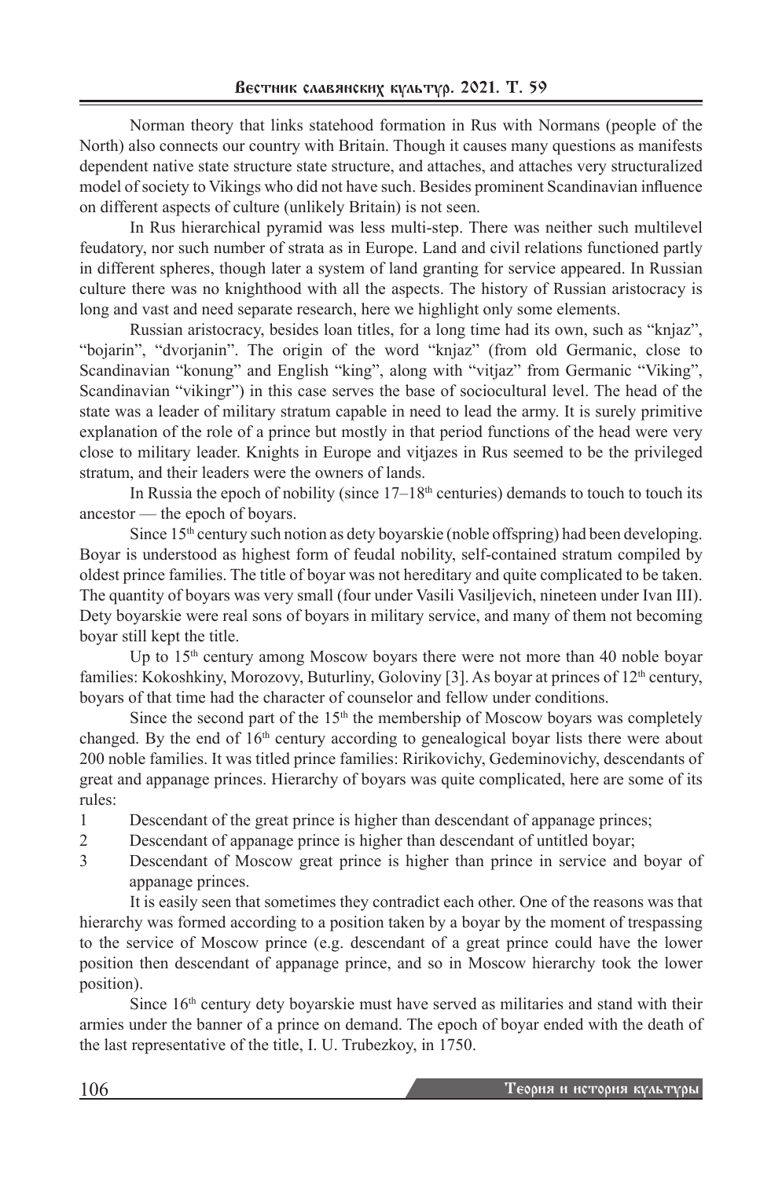Norman theory that links statehood formation in Rus with Normans (people of the North) also connects our country with Britain. Though it causes many questions as manifests dependent native state structure state structure, and attaches, and attaches very structuralized model of society to Vikings who did not have such. Besides prominent Scandinavian influence on different aspects of culture (unlikely Britain) is not seen.

In Rus hierarchical pyramid was less multi-step. There was neither such multilevel feudatory, nor such number of strata as in Europe. Land and civil relations functioned partly in different spheres, though later a system of land granting for service appeared. In Russian culture there was no knighthood with all the aspects. The history of Russian aristocracy is long and vast and need separate research, here we highlight only some elements.

Russian aristocracy, besides loan titles, for a long time had its own, such as "knjaz", "bojarin", "dvorjanin". The origin of the word "knjaz" (from old Germanic, close to Scandinavian "konung" and English "king", along with "vitjaz" from Germanic "Viking", Scandinavian "vikingr") in this case serves the base of sociocultural level. The head of the state was a leader of military stratum capable in need to lead the army. It is surely primitive explanation of the role of a prince but mostly in that period functions of the head were very close to military leader. Knights in Europe and vitjazes in Rus seemed to be the privileged stratum, and their leaders were the owners of lands.

In Russia the epoch of nobility (since 17–18th centuries) demands to touch to touch its ancestor — the epoch of boyars.

Since 15th century such notion as dety boyarskie (noble offspring) had been developing. Boyar is understood as highest form of feudal nobility, self-contained stratum compiled by oldest prince families. The title of boyar was not hereditary and quite complicated to be taken. The quantity of boyars was very small (four under Vasili Vasiljevich, nineteen under Ivan III). Dety boyarskie were real sons of boyars in military service, and many of them not becoming boyar still kept the title.

Up to 15th century among Moscow boyars there were not more than 40 noble boyar families: Kokoshkiny, Morozovy, Buturliny, Goloviny [3]. As boyar at princes of 12th century, boyars of that time had the character of counselor and fellow under conditions.

Since the second part of the 15th the membership of Moscow boyars was completely changed. By the end of 16th century according to genealogical boyar lists there were about 200 noble families. It was titled prince families: Ririkovichy, Gedeminovichy, descendants of great and appanage princes. Hierarchy of boyars was quite complicated, here are some of its rules:

1. Descendant of the great prince is higher than descendant of appanage princes;
2. Descendant of appanage prince is higher than descendant of untitled boyar;
3. Descendant of Moscow great prince is higher than prince in service and boyar of appanage princes.

It is easily seen that sometimes they contradict each other. One of the reasons was that hierarchy was formed according to a position taken by a boyar by the moment of trespassing to the service of Moscow prince (e.g. descendant of a great prince could have the lower position then descendant of appanage prince, and so in Moscow hierarchy took the lower position).

Since 16th century dety boyarskie must have served as militaries and stand with their armies under the banner of a prince on demand. The epoch of boyar ended with the death of the last representative of the title, I. U. Trubezkoy, in 1750.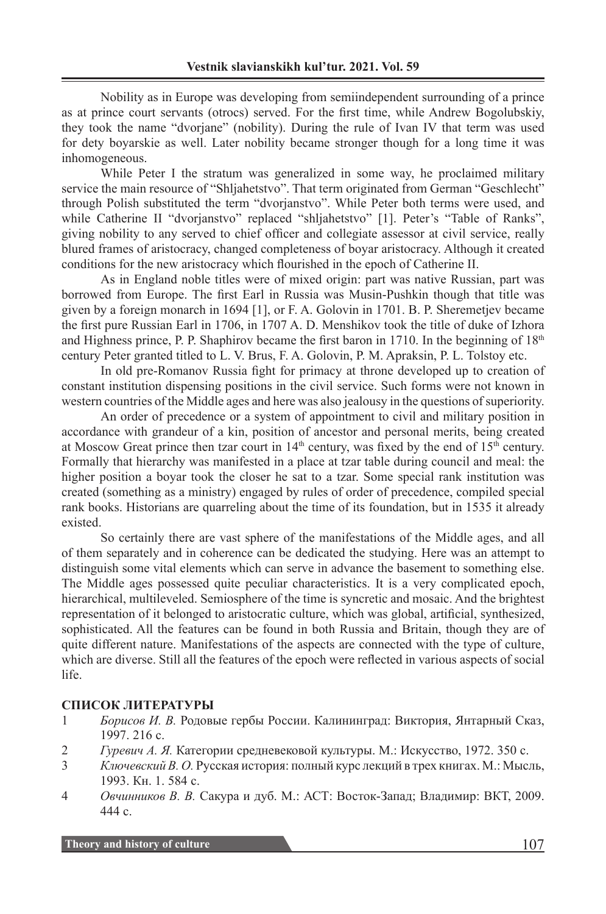Nobility as in Europe was developing from semiindependent surrounding of a prince as at prince court servants (otrocs) served. For the first time, while Andrew Bogolubskiy, they took the name "dvorjane" (nobility). During the rule of Ivan IV that term was used for dety boyarskie as well. Later nobility became stronger though for a long time it was inhomogeneous.

While Peter I the stratum was generalized in some way, he proclaimed military service the main resource of "Shljahetstvo". That term originated from German "Geschlecht" through Polish substituted the term "dvorjanstvo". While Peter both terms were used, and while Catherine II "dvorjanstvo" replaced "shljahetstvo" [1]. Peter's "Table of Ranks", giving nobility to any served to chief officer and collegiate assessor at civil service, really blured frames of aristocracy, changed completeness of boyar aristocracy. Although it created conditions for the new aristocracy which flourished in the epoch of Catherine II.

As in England noble titles were of mixed origin: part was native Russian, part was borrowed from Europe. The first Earl in Russia was Musin-Pushkin though that title was given by a foreign monarch in 1694 [1], or F. A. Golovin in 1701. B. P. Sheremetjev became the first pure Russian Earl in 1706, in 1707 A. D. Menshikov took the title of duke of Izhora and Highness prince, P. P. Shaphirov became the first baron in 1710. In the beginning of 18th century Peter granted titled to L. V. Brus, F. A. Golovin, P. M. Apraksin, P. L. Tolstoy etc.

In old pre-Romanov Russia fight for primacy at throne developed up to creation of constant institution dispensing positions in the civil service. Such forms were not known in western countries of the Middle ages and here was also jealousy in the questions of superiority.

An order of precedence or a system of appointment to civil and military position in accordance with grandeur of a kin, position of ancestor and personal merits, being created at Moscow Great prince then tzar court in 14th century, was fixed by the end of 15th century. Formally that hierarchy was manifested in a place at tzar table during council and meal: the higher position a boyar took the closer he sat to a tzar. Some special rank institution was created (something as a ministry) engaged by rules of order of precedence, compiled special rank books. Historians are quarreling about the time of its foundation, but in 1535 it already existed.

So certainly there are vast sphere of the manifestations of the Middle ages, and all of them separately and in coherence can be dedicated the studying. Here was an attempt to distinguish some vital elements which can serve in advance the basement to something else. The Middle ages possessed quite peculiar characteristics. It is a very complicated epoch, hierarchical, multileveled. Semiosphere of the time is syncretic and mosaic. And the brightest representation of it belonged to aristocratic culture, which was global, artificial, synthesized, sophisticated. All the features can be found in both Russia and Britain, though they are of quite different nature. Manifestations of the aspects are connected with the type of culture, which are diverse. Still all the features of the epoch were reflected in various aspects of social life.

**СПИСОК ЛИТЕРАТУРЫ**

1. *Борисов И. В.* Родовые гербы России. Калининград: Виктория, Янтарный Сказ, 1997. 216 с.
2. *Гуревич А. Я.* Категории средневековой культуры. М.: Искусство, 1972. 350 с.
3. *Ключевский В. О.* Русская история: полный курс лекций в трех книгах. М.: Мысль, 1993. Кн. 1. 584 с.
4. *Овчинников В. В.* Сакура и дуб. М.: АСТ: Восток-Запад; Владимир: ВКТ, 2009. 444 с.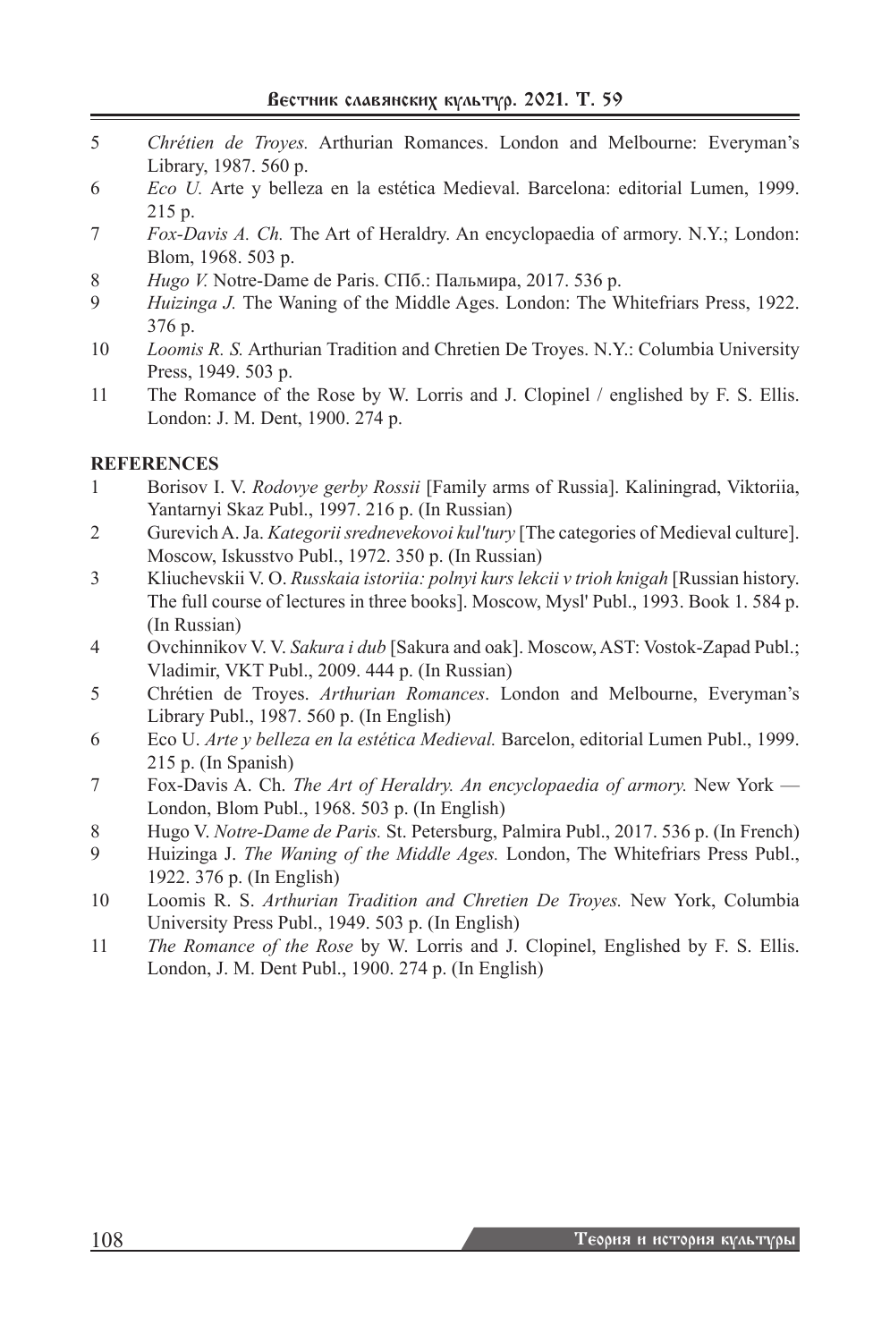5 *Chrétien de Troyes.* Arthurian Romances. London and Melbourne: Everyman's Library, 1987. 560 p.

6 *Eco U.* Arte y belleza en la estética Medieval. Barcelona: editorial Lumen, 1999. 215 p.

7 *Fox-Davis A. Ch.* The Art of Heraldry. An encyclopaedia of armory. N.Y.; London: Blom, 1968. 503 p.

8 *Hugo V.* Notre-Dame de Paris. СПб.: Пальмира, 2017. 536 p.

9 *Huizinga J.* The Waning of the Middle Ages. London: The Whitefriars Press, 1922. 376 p.

10 *Loomis R. S.* Arthurian Tradition and Chretien De Troyes. N.Y.: Columbia University Press, 1949. 503 p.

11 The Romance of the Rose by W. Lorris and J. Clopinel / englished by F. S. Ellis. London: J. M. Dent, 1900. 274 p.

**REFERENCES**

1 Borisov I. V. *Rodovye gerby Rossii* [Family arms of Russia]. Kaliningrad, Viktoriia, Yantarnyi Skaz Publ., 1997. 216 p. (In Russian)

2 Gurevich A. Ja. *Kategorii srednevekovoi kul'tury* [The categories of Medieval culture]. Moscow, Iskusstvo Publ., 1972. 350 p. (In Russian)

3 Kliuchevskii V. O. *Russkaia istoriia: polnyi kurs lekcii v trioh knigah* [Russian history. The full course of lectures in three books]. Moscow, Mysl' Publ., 1993. Book 1. 584 p. (In Russian)

4 Ovchinnikov V. V. *Sakura i dub* [Sakura and oak]. Moscow, AST: Vostok-Zapad Publ.; Vladimir, VKT Publ., 2009. 444 p. (In Russian)

5 Chrétien de Troyes. *Arthurian Romances*. London and Melbourne, Everyman's Library Publ., 1987. 560 p. (In English)

6 Eco U. *Arte y belleza en la estética Medieval.* Barcelon, editorial Lumen Publ., 1999. 215 p. (In Spanish)

7 Fox-Davis A. Ch. *The Art of Heraldry. An encyclopaedia of armory.* New York — London, Blom Publ., 1968. 503 p. (In English)

8 Hugo V. *Notre-Dame de Paris.* St. Petersburg, Palmira Publ., 2017. 536 p. (In French)

9 Huizinga J. *The Waning of the Middle Ages.* London, The Whitefriars Press Publ., 1922. 376 p. (In English)

10 Loomis R. S. *Arthurian Tradition and Chretien De Troyes.* New York, Columbia University Press Publ., 1949. 503 p. (In English)

11 *The Romance of the Rose* by W. Lorris and J. Clopinel, Englished by F. S. Ellis. London, J. M. Dent Publ., 1900. 274 p. (In English)